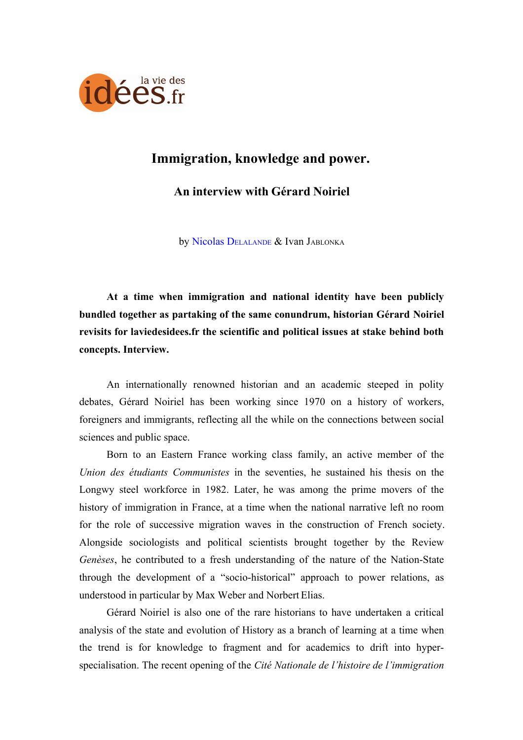# Immigration, knowledge and power.

## An interview with Gérard Noiriel

by Nicolas Delalande & Ivan Jablonka

**At a time when immigration and national identity have been publicly bundled together as partaking of the same conundrum, historian Gérard Noiriel revisits for laviedesidees.fr the scientific and political issues at stake behind both concepts. Interview.**

An internationally renowned historian and an academic steeped in polity debates, Gérard Noiriel has been working since 1970 on a history of workers, foreigners and immigrants, reflecting all the while on the connections between social sciences and public space.

Born to an Eastern France working class family, an active member of the *Union des étudiants Communistes* in the seventies, he sustained his thesis on the Longwy steel workforce in 1982. Later, he was among the prime movers of the history of immigration in France, at a time when the national narrative left no room for the role of successive migration waves in the construction of French society. Alongside sociologists and political scientists brought together by the Review *Genèses*, he contributed to a fresh understanding of the nature of the Nation-State through the development of a "socio-historical" approach to power relations, as understood in particular by Max Weber and Norbert Elias.

Gérard Noiriel is also one of the rare historians to have undertaken a critical analysis of the state and evolution of History as a branch of learning at a time when the trend is for knowledge to fragment and for academics to drift into hyper-specialisation. The recent opening of the *Cité Nationale de l'histoire de l'immigration*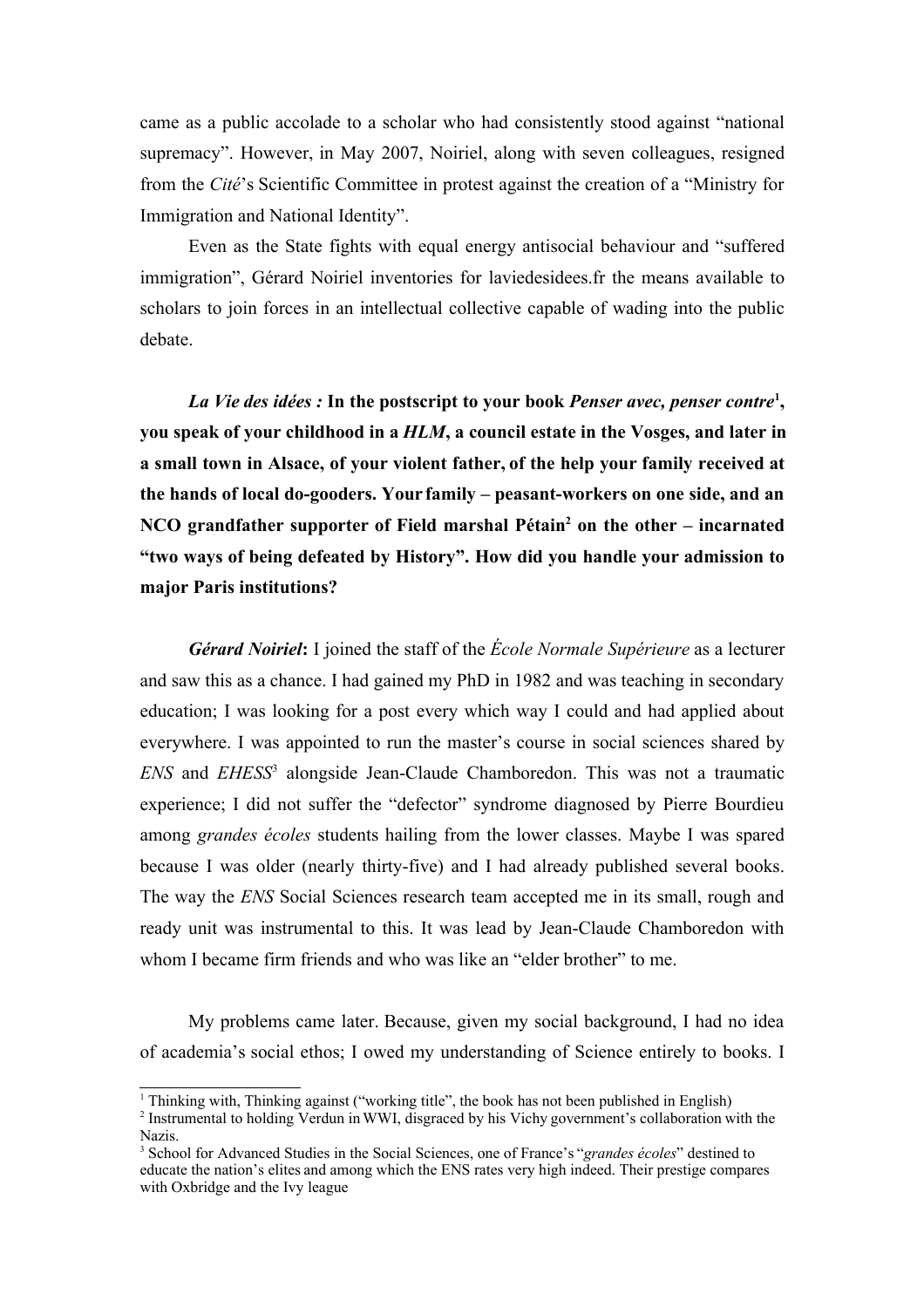came as a public accolade to a scholar who had consistently stood against "national supremacy". However, in May 2007, Noiriel, along with seven colleagues, resigned from the *Cité*'s Scientific Committee in protest against the creation of a "Ministry for Immigration and National Identity".

Even as the State fights with equal energy antisocial behaviour and "suffered immigration", Gérard Noiriel inventories for laviedesidees.fr the means available to scholars to join forces in an intellectual collective capable of wading into the public debate.

***La Vie des idées :*** **In the postscript to your book *Penser avec, penser contre*[1], you speak of your childhood in a *HLM*, a council estate in the Vosges, and later in a small town in Alsace, of your violent father, of the help your family received at the hands of local do-gooders. Your family – peasant-workers on one side, and an NCO grandfather supporter of Field marshal Pétain[2] on the other – incarnated "two ways of being defeated by History". How did you handle your admission to major Paris institutions?**

***Gérard Noiriel*:** I joined the staff of the *École Normale Supérieure* as a lecturer and saw this as a chance. I had gained my PhD in 1982 and was teaching in secondary education; I was looking for a post every which way I could and had applied about everywhere. I was appointed to run the master's course in social sciences shared by *ENS* and *EHESS*[3] alongside Jean-Claude Chamboredon. This was not a traumatic experience; I did not suffer the "defector" syndrome diagnosed by Pierre Bourdieu among *grandes écoles* students hailing from the lower classes. Maybe I was spared because I was older (nearly thirty-five) and I had already published several books. The way the *ENS* Social Sciences research team accepted me in its small, rough and ready unit was instrumental to this. It was lead by Jean-Claude Chamboredon with whom I became firm friends and who was like an "elder brother" to me.

My problems came later. Because, given my social background, I had no idea of academia's social ethos; I owed my understanding of Science entirely to books. I

[1] Thinking with, Thinking against ("working title", the book has not been published in English)

[2] Instrumental to holding Verdun in WWI, disgraced by his Vichy government's collaboration with the Nazis.

[3] School for Advanced Studies in the Social Sciences, one of France's "*grandes écoles*" destined to educate the nation's elites and among which the ENS rates very high indeed. Their prestige compares with Oxbridge and the Ivy league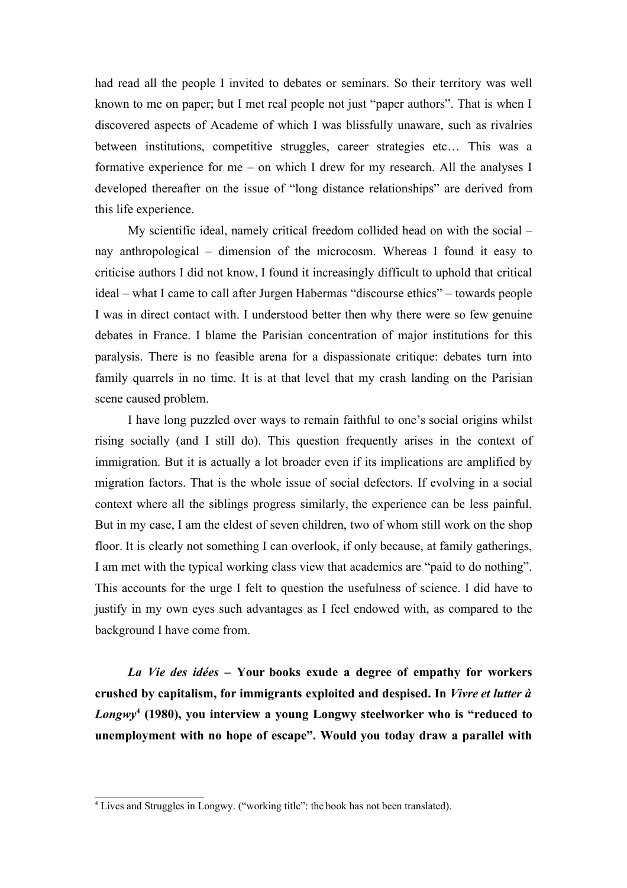had read all the people I invited to debates or seminars. So their territory was well known to me on paper; but I met real people not just "paper authors". That is when I discovered aspects of Academe of which I was blissfully unaware, such as rivalries between institutions, competitive struggles, career strategies etc… This was a formative experience for me – on which I drew for my research. All the analyses I developed thereafter on the issue of "long distance relationships" are derived from this life experience.

My scientific ideal, namely critical freedom collided head on with the social – nay anthropological – dimension of the microcosm. Whereas I found it easy to criticise authors I did not know, I found it increasingly difficult to uphold that critical ideal – what I came to call after Jurgen Habermas "discourse ethics" – towards people I was in direct contact with. I understood better then why there were so few genuine debates in France. I blame the Parisian concentration of major institutions for this paralysis. There is no feasible arena for a dispassionate critique: debates turn into family quarrels in no time. It is at that level that my crash landing on the Parisian scene caused problem.

I have long puzzled over ways to remain faithful to one's social origins whilst rising socially (and I still do). This question frequently arises in the context of immigration. But it is actually a lot broader even if its implications are amplified by migration factors. That is the whole issue of social defectors. If evolving in a social context where all the siblings progress similarly, the experience can be less painful. But in my case, I am the eldest of seven children, two of whom still work on the shop floor. It is clearly not something I can overlook, if only because, at family gatherings, I am met with the typical working class view that academics are "paid to do nothing". This accounts for the urge I felt to question the usefulness of science. I did have to justify in my own eyes such advantages as I feel endowed with, as compared to the background I have come from.

***La Vie des idées* – Your books exude a degree of empathy for workers crushed by capitalism, for immigrants exploited and despised. In *Vivre et lutter à Longwy*[4] (1980), you interview a young Longwy steelworker who is "reduced to unemployment with no hope of escape". Would you today draw a parallel with**

[4] Lives and Struggles in Longwy. ("working title": the book has not been translated).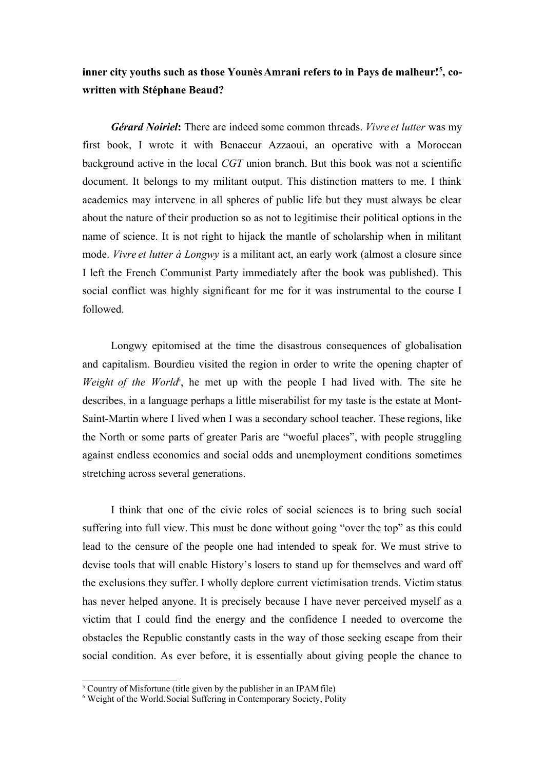**inner city youths such as those Younès Amrani refers to in Pays de malheur![5], co-written with Stéphane Beaud?**

***Gérard Noiriel*: There are indeed some common threads.** *Vivre et lutter* was my first book, I wrote it with Benaceur Azzaoui, an operative with a Moroccan background active in the local *CGT* union branch. But this book was not a scientific document. It belongs to my militant output. This distinction matters to me. I think academics may intervene in all spheres of public life but they must always be clear about the nature of their production so as not to legitimise their political options in the name of science. It is not right to hijack the mantle of scholarship when in militant mode. *Vivre et lutter à Longwy* is a militant act, an early work (almost a closure since I left the French Communist Party immediately after the book was published). This social conflict was highly significant for me for it was instrumental to the course I followed.

Longwy epitomised at the time the disastrous consequences of globalisation and capitalism. Bourdieu visited the region in order to write the opening chapter of *Weight of the World*[6], he met up with the people I had lived with. The site he describes, in a language perhaps a little miserabilist for my taste is the estate at Mont-Saint-Martin where I lived when I was a secondary school teacher. These regions, like the North or some parts of greater Paris are "woeful places", with people struggling against endless economics and social odds and unemployment conditions sometimes stretching across several generations.

I think that one of the civic roles of social sciences is to bring such social suffering into full view. This must be done without going "over the top" as this could lead to the censure of the people one had intended to speak for. We must strive to devise tools that will enable History's losers to stand up for themselves and ward off the exclusions they suffer. I wholly deplore current victimisation trends. Victim status has never helped anyone. It is precisely because I have never perceived myself as a victim that I could find the energy and the confidence I needed to overcome the obstacles the Republic constantly casts in the way of those seeking escape from their social condition. As ever before, it is essentially about giving people the chance to

[5] Country of Misfortune (title given by the publisher in an IPAM file)

[6] Weight of the World. Social Suffering in Contemporary Society, Polity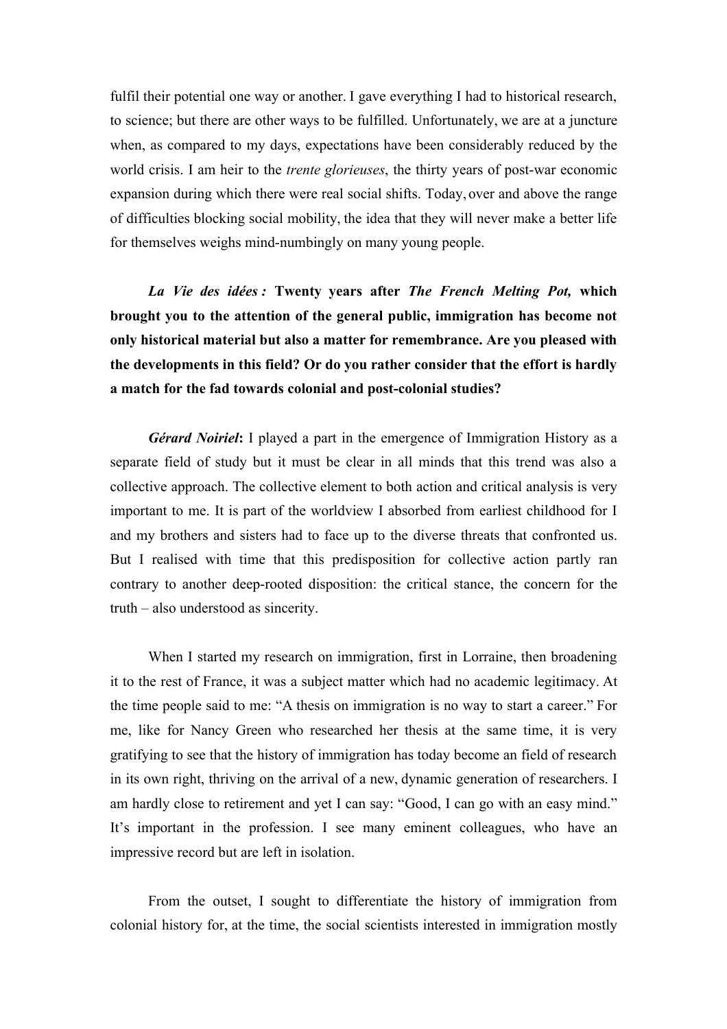fulfil their potential one way or another. I gave everything I had to historical research, to science; but there are other ways to be fulfilled. Unfortunately, we are at a juncture when, as compared to my days, expectations have been considerably reduced by the world crisis. I am heir to the *trente glorieuses*, the thirty years of post-war economic expansion during which there were real social shifts. Today, over and above the range of difficulties blocking social mobility, the idea that they will never make a better life for themselves weighs mind-numbingly on many young people.

***La Vie des idées :*** **Twenty years after *The French Melting Pot,* which brought you to the attention of the general public, immigration has become not only historical material but also a matter for remembrance. Are you pleased with the developments in this field? Or do you rather consider that the effort is hardly a match for the fad towards colonial and post-colonial studies?**

***Gérard Noiriel*****:** I played a part in the emergence of Immigration History as a separate field of study but it must be clear in all minds that this trend was also a collective approach. The collective element to both action and critical analysis is very important to me. It is part of the worldview I absorbed from earliest childhood for I and my brothers and sisters had to face up to the diverse threats that confronted us. But I realised with time that this predisposition for collective action partly ran contrary to another deep-rooted disposition: the critical stance, the concern for the truth – also understood as sincerity.

When I started my research on immigration, first in Lorraine, then broadening it to the rest of France, it was a subject matter which had no academic legitimacy. At the time people said to me: "A thesis on immigration is no way to start a career." For me, like for Nancy Green who researched her thesis at the same time, it is very gratifying to see that the history of immigration has today become an field of research in its own right, thriving on the arrival of a new, dynamic generation of researchers. I am hardly close to retirement and yet I can say: "Good, I can go with an easy mind." It's important in the profession. I see many eminent colleagues, who have an impressive record but are left in isolation.

From the outset, I sought to differentiate the history of immigration from colonial history for, at the time, the social scientists interested in immigration mostly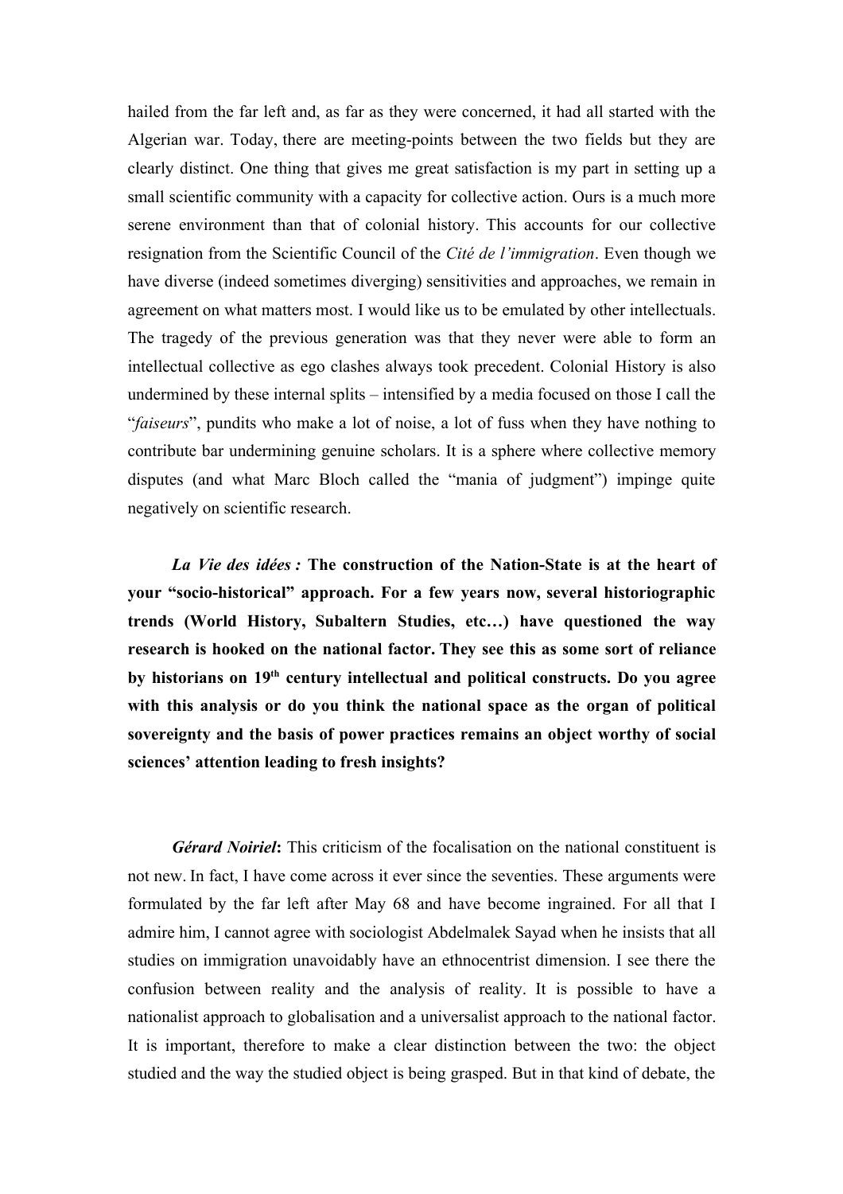hailed from the far left and, as far as they were concerned, it had all started with the Algerian war. Today, there are meeting-points between the two fields but they are clearly distinct. One thing that gives me great satisfaction is my part in setting up a small scientific community with a capacity for collective action. Ours is a much more serene environment than that of colonial history. This accounts for our collective resignation from the Scientific Council of the *Cité de l'immigration*. Even though we have diverse (indeed sometimes diverging) sensitivities and approaches, we remain in agreement on what matters most. I would like us to be emulated by other intellectuals. The tragedy of the previous generation was that they never were able to form an intellectual collective as ego clashes always took precedent. Colonial History is also undermined by these internal splits – intensified by a media focused on those I call the "*faiseurs*", pundits who make a lot of noise, a lot of fuss when they have nothing to contribute bar undermining genuine scholars. It is a sphere where collective memory disputes (and what Marc Bloch called the "mania of judgment") impinge quite negatively on scientific research.

***La Vie des idées :*** **The construction of the Nation-State is at the heart of your "socio-historical" approach. For a few years now, several historiographic trends (World History, Subaltern Studies, etc…) have questioned the way research is hooked on the national factor. They see this as some sort of reliance by historians on 19th century intellectual and political constructs. Do you agree with this analysis or do you think the national space as the organ of political sovereignty and the basis of power practices remains an object worthy of social sciences' attention leading to fresh insights?**

***Gérard Noiriel*****:** This criticism of the focalisation on the national constituent is not new. In fact, I have come across it ever since the seventies. These arguments were formulated by the far left after May 68 and have become ingrained. For all that I admire him, I cannot agree with sociologist Abdelmalek Sayad when he insists that all studies on immigration unavoidably have an ethnocentrist dimension. I see there the confusion between reality and the analysis of reality. It is possible to have a nationalist approach to globalisation and a universalist approach to the national factor. It is important, therefore to make a clear distinction between the two: the object studied and the way the studied object is being grasped. But in that kind of debate, the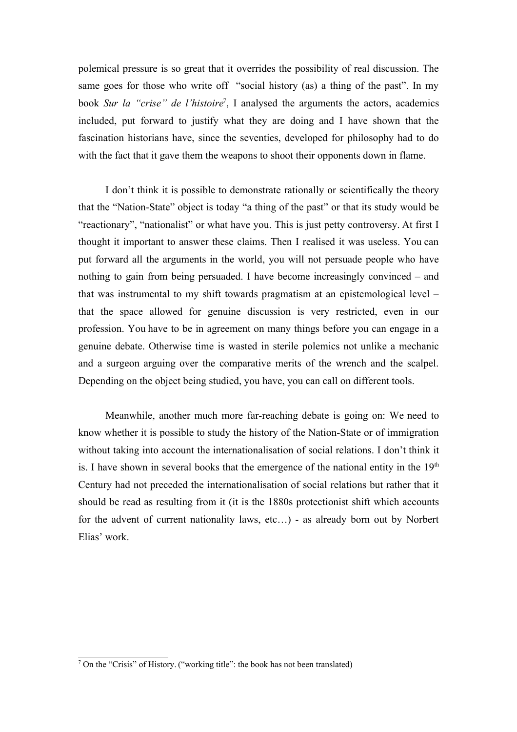polemical pressure is so great that it overrides the possibility of real discussion. The same goes for those who write off "social history (as) a thing of the past". In my book *Sur la "crise" de l'histoire*[7], I analysed the arguments the actors, academics included, put forward to justify what they are doing and I have shown that the fascination historians have, since the seventies, developed for philosophy had to do with the fact that it gave them the weapons to shoot their opponents down in flame.

I don't think it is possible to demonstrate rationally or scientifically the theory that the "Nation-State" object is today "a thing of the past" or that its study would be "reactionary", "nationalist" or what have you. This is just petty controversy. At first I thought it important to answer these claims. Then I realised it was useless. You can put forward all the arguments in the world, you will not persuade people who have nothing to gain from being persuaded. I have become increasingly convinced – and that was instrumental to my shift towards pragmatism at an epistemological level – that the space allowed for genuine discussion is very restricted, even in our profession. You have to be in agreement on many things before you can engage in a genuine debate. Otherwise time is wasted in sterile polemics not unlike a mechanic and a surgeon arguing over the comparative merits of the wrench and the scalpel. Depending on the object being studied, you have, you can call on different tools.

Meanwhile, another much more far-reaching debate is going on: We need to know whether it is possible to study the history of the Nation-State or of immigration without taking into account the internationalisation of social relations. I don't think it is. I have shown in several books that the emergence of the national entity in the 19th Century had not preceded the internationalisation of social relations but rather that it should be read as resulting from it (it is the 1880s protectionist shift which accounts for the advent of current nationality laws, etc…) - as already born out by Norbert Elias' work.

[7] On the "Crisis" of History. ("working title": the book has not been translated)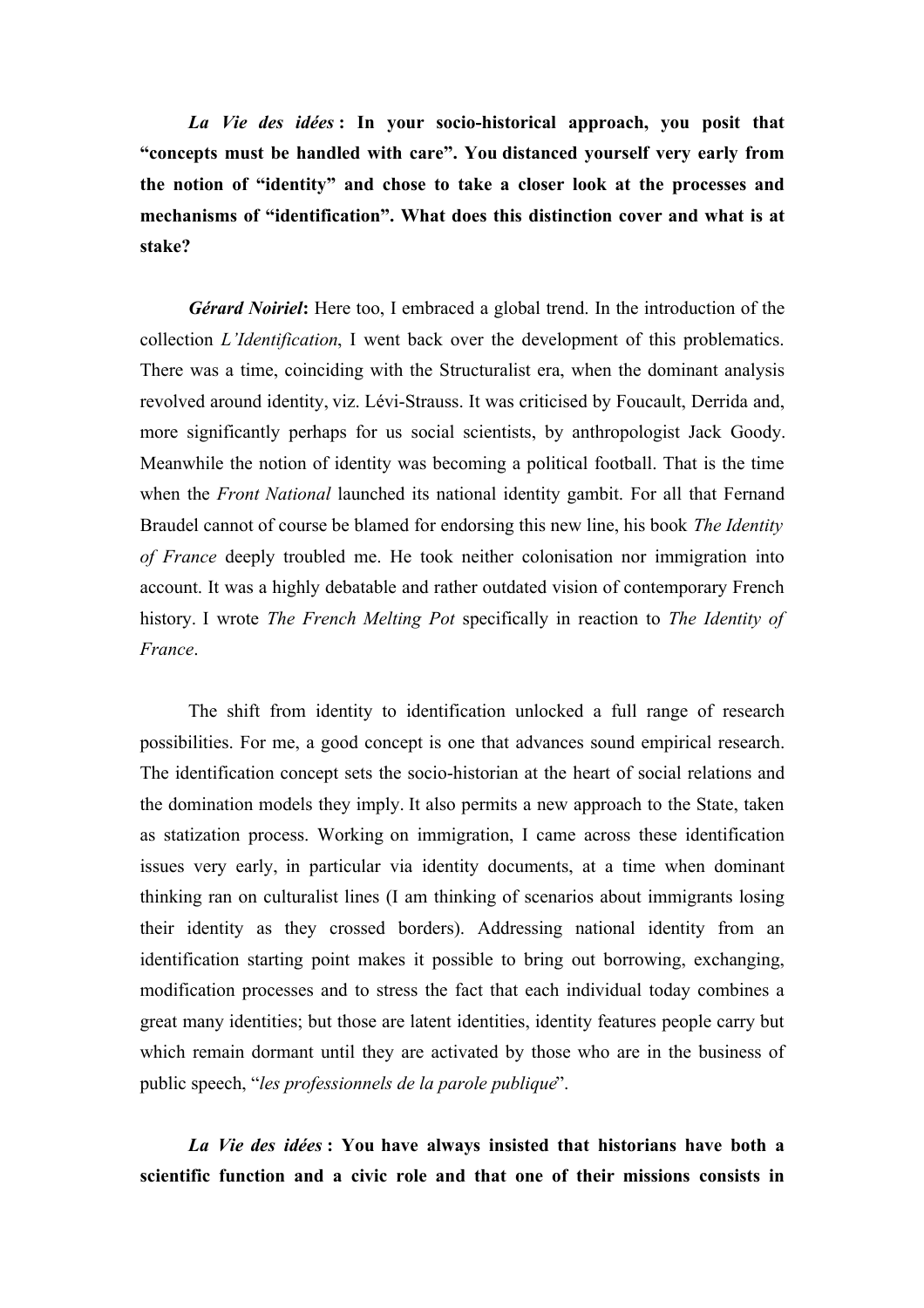***La Vie des idées* : In your socio-historical approach, you posit that "concepts must be handled with care". You distanced yourself very early from the notion of "identity" and chose to take a closer look at the processes and mechanisms of "identification". What does this distinction cover and what is at stake?**

***Gérard Noiriel*:** Here too, I embraced a global trend. In the introduction of the collection *L'Identification*, I went back over the development of this problematics. There was a time, coinciding with the Structuralist era, when the dominant analysis revolved around identity, viz. Lévi-Strauss. It was criticised by Foucault, Derrida and, more significantly perhaps for us social scientists, by anthropologist Jack Goody. Meanwhile the notion of identity was becoming a political football. That is the time when the *Front National* launched its national identity gambit. For all that Fernand Braudel cannot of course be blamed for endorsing this new line, his book *The Identity of France* deeply troubled me. He took neither colonisation nor immigration into account. It was a highly debatable and rather outdated vision of contemporary French history. I wrote *The French Melting Pot* specifically in reaction to *The Identity of France*.

The shift from identity to identification unlocked a full range of research possibilities. For me, a good concept is one that advances sound empirical research. The identification concept sets the socio-historian at the heart of social relations and the domination models they imply. It also permits a new approach to the State, taken as statization process. Working on immigration, I came across these identification issues very early, in particular via identity documents, at a time when dominant thinking ran on culturalist lines (I am thinking of scenarios about immigrants losing their identity as they crossed borders). Addressing national identity from an identification starting point makes it possible to bring out borrowing, exchanging, modification processes and to stress the fact that each individual today combines a great many identities; but those are latent identities, identity features people carry but which remain dormant until they are activated by those who are in the business of public speech, "*les professionnels de la parole publique*".

***La Vie des idées* : You have always insisted that historians have both a scientific function and a civic role and that one of their missions consists in**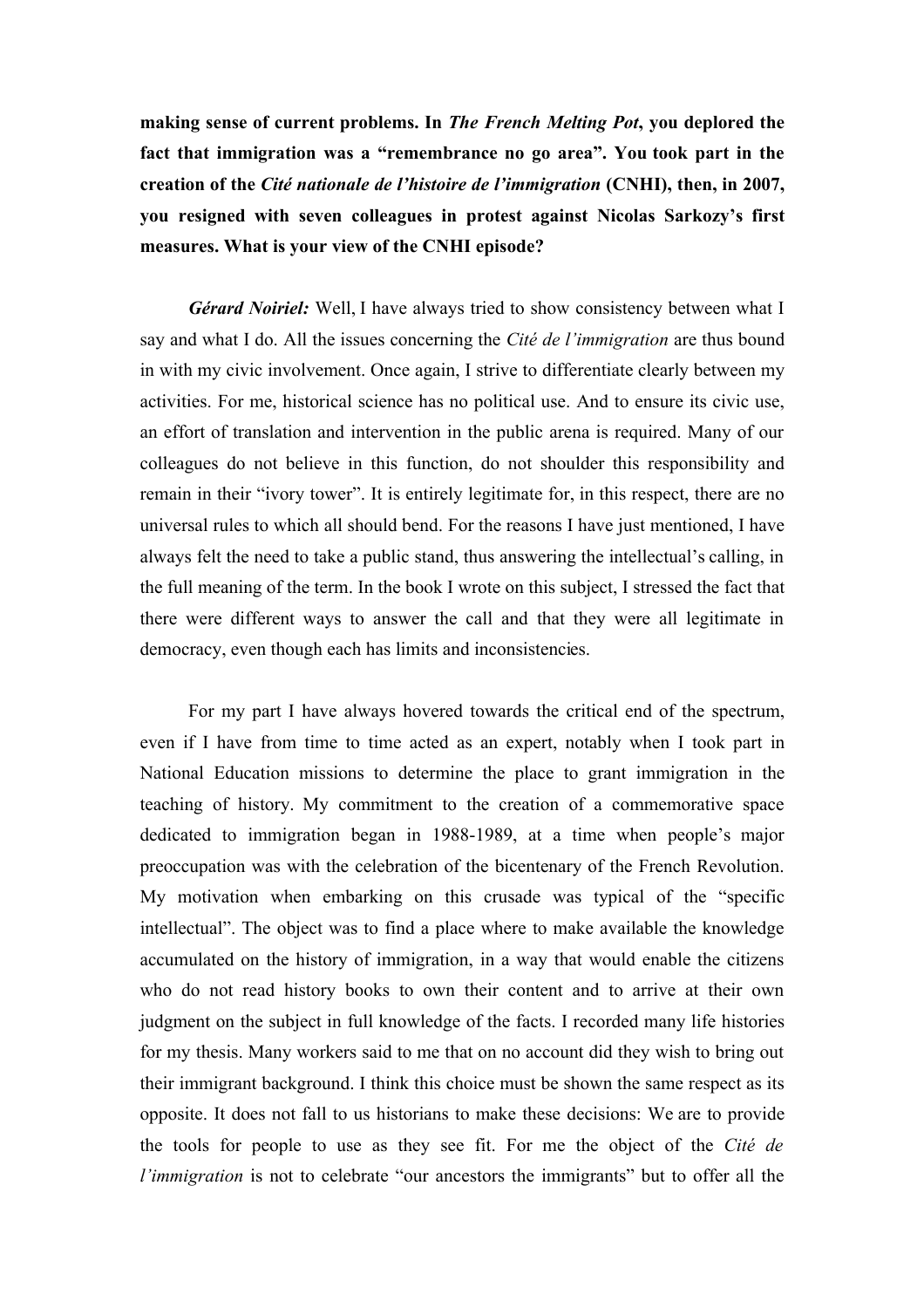**making sense of current problems. In *The French Melting Pot*, you deplored the fact that immigration was a "remembrance no go area". You took part in the creation of the *Cité nationale de l'histoire de l'immigration* (CNHI), then, in 2007, you resigned with seven colleagues in protest against Nicolas Sarkozy's first measures. What is your view of the CNHI episode?**

***Gérard Noiriel:*** Well, I have always tried to show consistency between what I say and what I do. All the issues concerning the *Cité de l'immigration* are thus bound in with my civic involvement. Once again, I strive to differentiate clearly between my activities. For me, historical science has no political use. And to ensure its civic use, an effort of translation and intervention in the public arena is required. Many of our colleagues do not believe in this function, do not shoulder this responsibility and remain in their "ivory tower". It is entirely legitimate for, in this respect, there are no universal rules to which all should bend. For the reasons I have just mentioned, I have always felt the need to take a public stand, thus answering the intellectual's calling, in the full meaning of the term. In the book I wrote on this subject, I stressed the fact that there were different ways to answer the call and that they were all legitimate in democracy, even though each has limits and inconsistencies.

For my part I have always hovered towards the critical end of the spectrum, even if I have from time to time acted as an expert, notably when I took part in National Education missions to determine the place to grant immigration in the teaching of history. My commitment to the creation of a commemorative space dedicated to immigration began in 1988-1989, at a time when people's major preoccupation was with the celebration of the bicentenary of the French Revolution. My motivation when embarking on this crusade was typical of the "specific intellectual". The object was to find a place where to make available the knowledge accumulated on the history of immigration, in a way that would enable the citizens who do not read history books to own their content and to arrive at their own judgment on the subject in full knowledge of the facts. I recorded many life histories for my thesis. Many workers said to me that on no account did they wish to bring out their immigrant background. I think this choice must be shown the same respect as its opposite. It does not fall to us historians to make these decisions: We are to provide the tools for people to use as they see fit. For me the object of the *Cité de l'immigration* is not to celebrate "our ancestors the immigrants" but to offer all the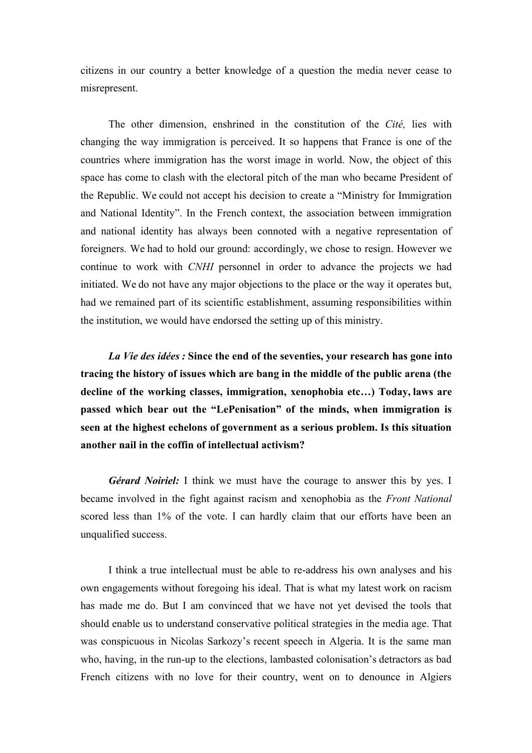citizens in our country a better knowledge of a question the media never cease to misrepresent.

The other dimension, enshrined in the constitution of the *Cité,* lies with changing the way immigration is perceived. It so happens that France is one of the countries where immigration has the worst image in world. Now, the object of this space has come to clash with the electoral pitch of the man who became President of the Republic. We could not accept his decision to create a "Ministry for Immigration and National Identity". In the French context, the association between immigration and national identity has always been connoted with a negative representation of foreigners. We had to hold our ground: accordingly, we chose to resign. However we continue to work with *CNHI* personnel in order to advance the projects we had initiated. We do not have any major objections to the place or the way it operates but, had we remained part of its scientific establishment, assuming responsibilities within the institution, we would have endorsed the setting up of this ministry.

***La Vie des idées :*** **Since the end of the seventies, your research has gone into tracing the history of issues which are bang in the middle of the public arena (the decline of the working classes, immigration, xenophobia etc…) Today, laws are passed which bear out the "LePenisation" of the minds, when immigration is seen at the highest echelons of government as a serious problem. Is this situation another nail in the coffin of intellectual activism?**

***Gérard Noiriel:*** I think we must have the courage to answer this by yes. I became involved in the fight against racism and xenophobia as the *Front National* scored less than 1% of the vote. I can hardly claim that our efforts have been an unqualified success.

I think a true intellectual must be able to re-address his own analyses and his own engagements without foregoing his ideal. That is what my latest work on racism has made me do. But I am convinced that we have not yet devised the tools that should enable us to understand conservative political strategies in the media age. That was conspicuous in Nicolas Sarkozy's recent speech in Algeria. It is the same man who, having, in the run-up to the elections, lambasted colonisation's detractors as bad French citizens with no love for their country, went on to denounce in Algiers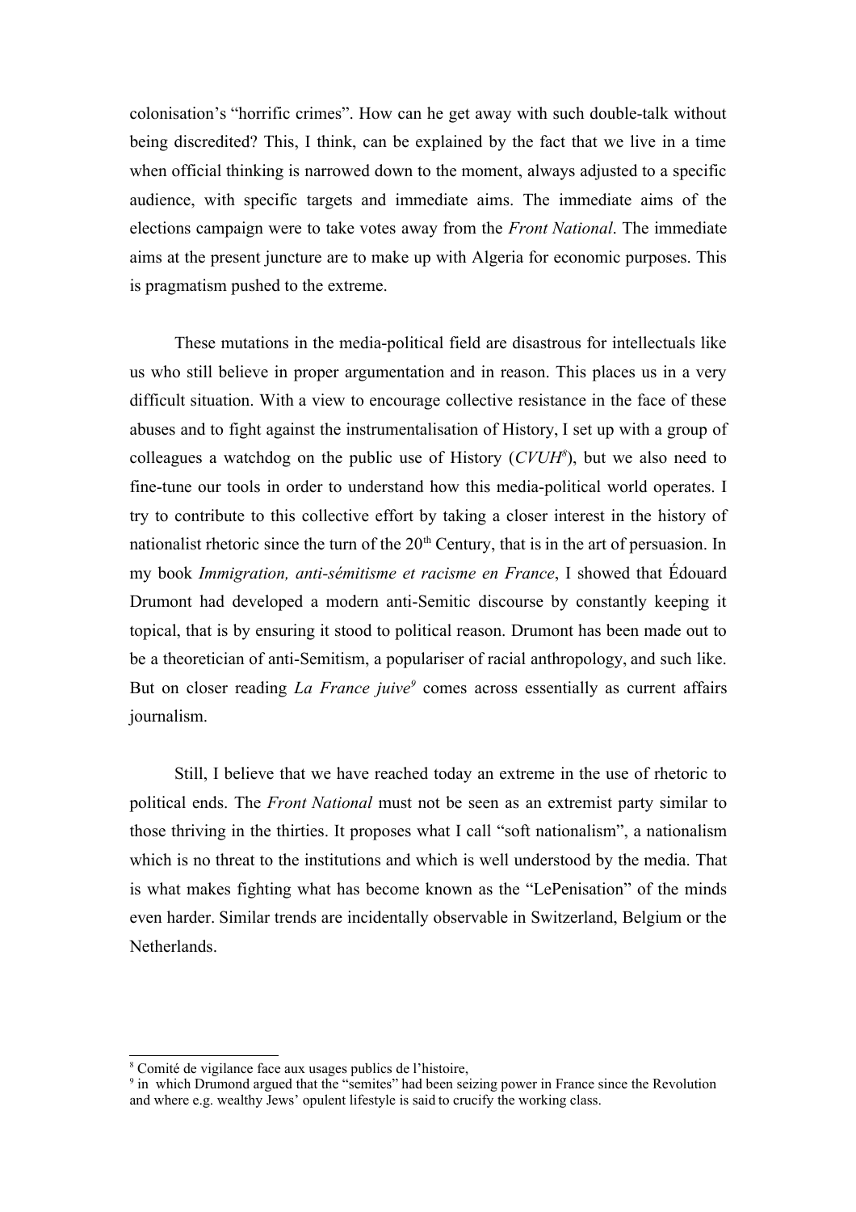colonisation's "horrific crimes". How can he get away with such double-talk without being discredited? This, I think, can be explained by the fact that we live in a time when official thinking is narrowed down to the moment, always adjusted to a specific audience, with specific targets and immediate aims. The immediate aims of the elections campaign were to take votes away from the *Front National*. The immediate aims at the present juncture are to make up with Algeria for economic purposes. This is pragmatism pushed to the extreme.

These mutations in the media-political field are disastrous for intellectuals like us who still believe in proper argumentation and in reason. This places us in a very difficult situation. With a view to encourage collective resistance in the face of these abuses and to fight against the instrumentalisation of History, I set up with a group of colleagues a watchdog on the public use of History (*CVUH*[8]), but we also need to fine-tune our tools in order to understand how this media-political world operates. I try to contribute to this collective effort by taking a closer interest in the history of nationalist rhetoric since the turn of the 20th Century, that is in the art of persuasion. In my book *Immigration, anti-sémitisme et racisme en France*, I showed that Édouard Drumont had developed a modern anti-Semitic discourse by constantly keeping it topical, that is by ensuring it stood to political reason. Drumont has been made out to be a theoretician of anti-Semitism, a populariser of racial anthropology, and such like. But on closer reading *La France juive*[9] comes across essentially as current affairs journalism.

Still, I believe that we have reached today an extreme in the use of rhetoric to political ends. The *Front National* must not be seen as an extremist party similar to those thriving in the thirties. It proposes what I call "soft nationalism", a nationalism which is no threat to the institutions and which is well understood by the media. That is what makes fighting what has become known as the "LePenisation" of the minds even harder. Similar trends are incidentally observable in Switzerland, Belgium or the Netherlands.

---

[8] Comité de vigilance face aux usages publics de l'histoire,

[9] in which Drumond argued that the "semites" had been seizing power in France since the Revolution and where e.g. wealthy Jews' opulent lifestyle is said to crucify the working class.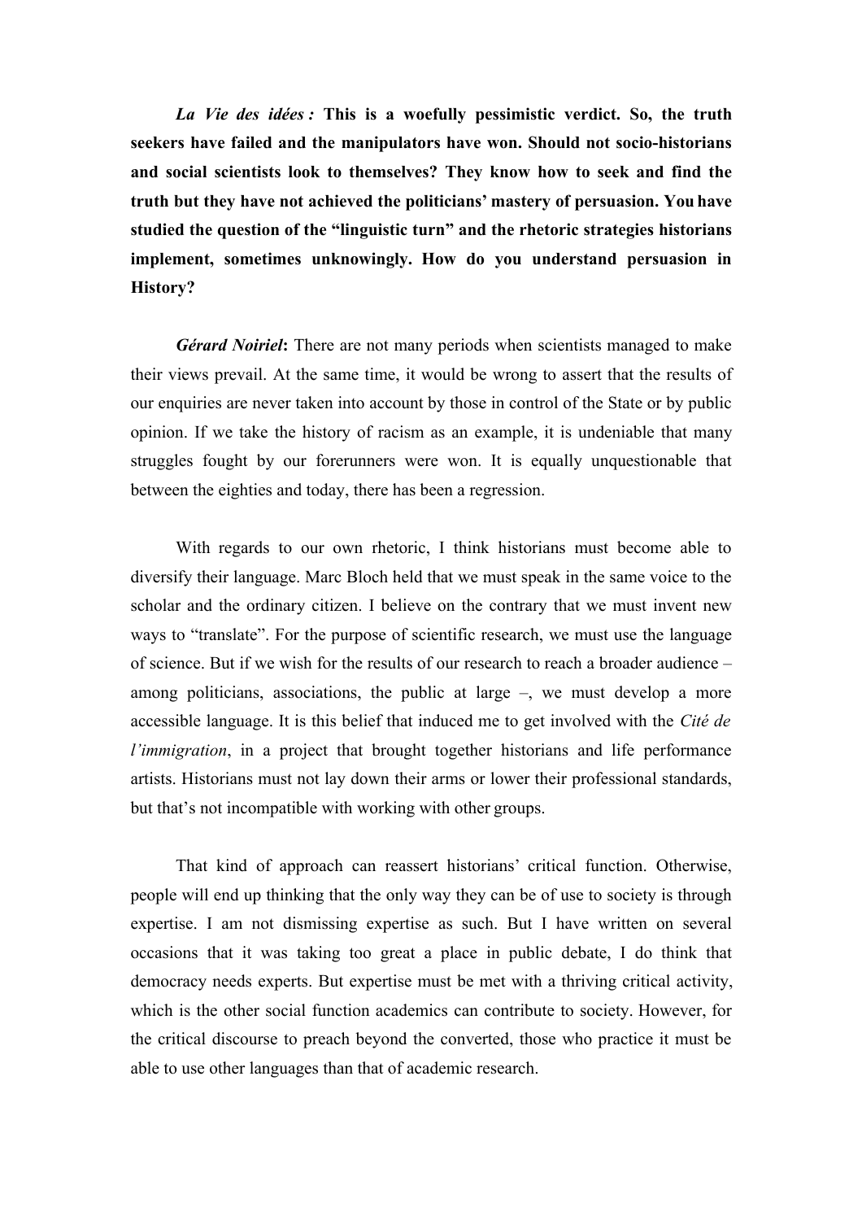***La Vie des idées :*** **This is a woefully pessimistic verdict. So, the truth seekers have failed and the manipulators have won. Should not socio-historians and social scientists look to themselves? They know how to seek and find the truth but they have not achieved the politicians' mastery of persuasion. You have studied the question of the "linguistic turn" and the rhetoric strategies historians implement, sometimes unknowingly. How do you understand persuasion in History?**

***Gérard Noiriel*:** There are not many periods when scientists managed to make their views prevail. At the same time, it would be wrong to assert that the results of our enquiries are never taken into account by those in control of the State or by public opinion. If we take the history of racism as an example, it is undeniable that many struggles fought by our forerunners were won. It is equally unquestionable that between the eighties and today, there has been a regression.

With regards to our own rhetoric, I think historians must become able to diversify their language. Marc Bloch held that we must speak in the same voice to the scholar and the ordinary citizen. I believe on the contrary that we must invent new ways to "translate". For the purpose of scientific research, we must use the language of science. But if we wish for the results of our research to reach a broader audience – among politicians, associations, the public at large –, we must develop a more accessible language. It is this belief that induced me to get involved with the *Cité de l'immigration*, in a project that brought together historians and life performance artists. Historians must not lay down their arms or lower their professional standards, but that's not incompatible with working with other groups.

That kind of approach can reassert historians' critical function. Otherwise, people will end up thinking that the only way they can be of use to society is through expertise. I am not dismissing expertise as such. But I have written on several occasions that it was taking too great a place in public debate, I do think that democracy needs experts. But expertise must be met with a thriving critical activity, which is the other social function academics can contribute to society. However, for the critical discourse to preach beyond the converted, those who practice it must be able to use other languages than that of academic research.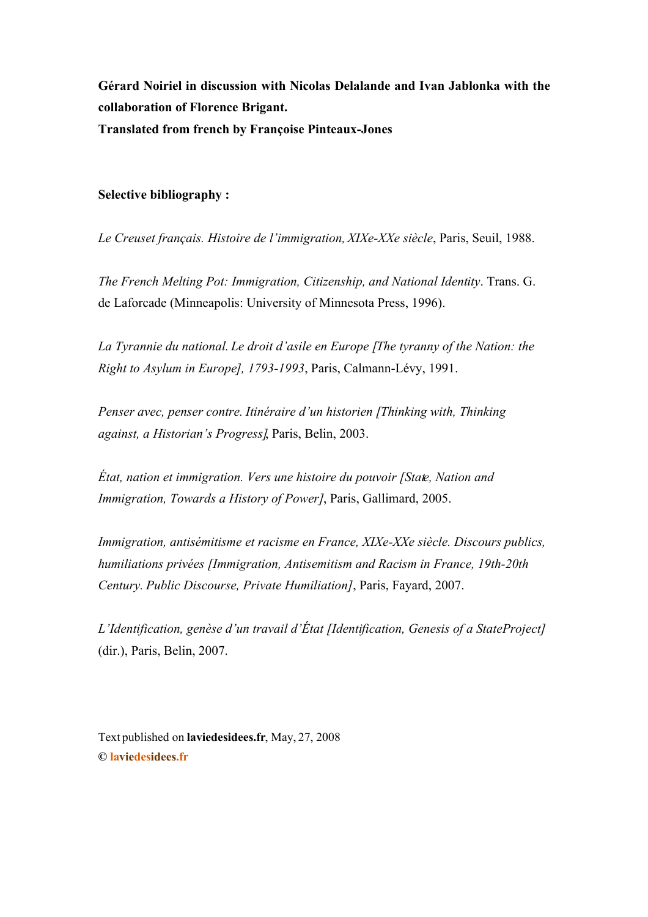**Gérard Noiriel in discussion with Nicolas Delalande and Ivan Jablonka with the collaboration of Florence Brigant.**
**Translated from french by Françoise Pinteaux-Jones**

**Selective bibliography :**

*Le Creuset français. Histoire de l'immigration, XIXe-XXe siècle*, Paris, Seuil, 1988.

*The French Melting Pot: Immigration, Citizenship, and National Identity*. Trans. G. de Laforcade (Minneapolis: University of Minnesota Press, 1996).

*La Tyrannie du national. Le droit d'asile en Europe [The tyranny of the Nation: the Right to Asylum in Europe], 1793-1993*, Paris, Calmann-Lévy, 1991.

*Penser avec, penser contre. Itinéraire d'un historien [Thinking with, Thinking against, a Historian's Progress]*, Paris, Belin, 2003.

*État, nation et immigration. Vers une histoire du pouvoir [State, Nation and Immigration, Towards a History of Power]*, Paris, Gallimard, 2005.

*Immigration, antisémitisme et racisme en France, XIXe-XXe siècle. Discours publics, humiliations privées [Immigration, Antisemitism and Racism in France, 19th-20th Century. Public Discourse, Private Humiliation]*, Paris, Fayard, 2007.

*L'Identification, genèse d'un travail d'État [Identification, Genesis of a StateProject]* (dir.), Paris, Belin, 2007.

Text published on **laviedesidees.fr**, May, 27, 2008
© **laviedesidees.fr**